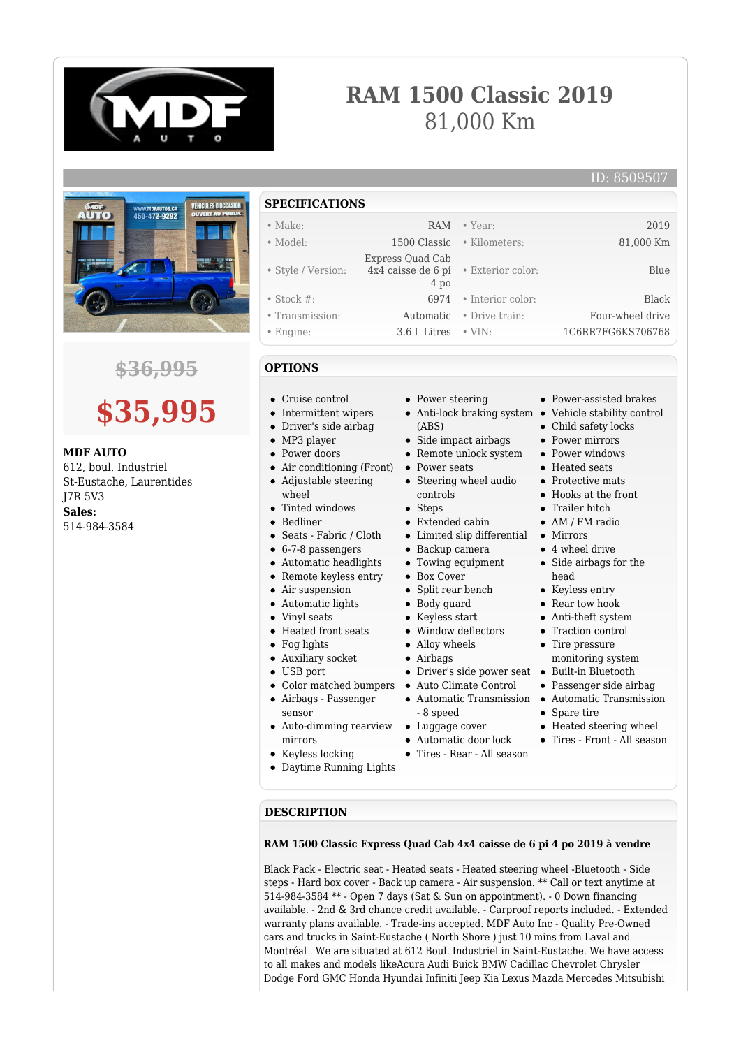# RAM 1500 Classic 2019

81,000 Km

ID: 8509507

~~$36,995~~

**$35,995**

**MDF AUTO**
612, boul. Industriel
St-Eustache, Laurentides
J7R 5V3
**Sales:**
514-984-3584

## SPECIFICATIONS

| | | | |
|---|---|---|---|
| • Make: | RAM | • Year: | 2019 |
| • Model: | 1500 Classic | • Kilometers: | 81,000 Km |
| • Style / Version: | Express Quad Cab 4x4 caisse de 6 pi 4 po | • Exterior color: | Blue |
| • Stock #: | 6974 | • Interior color: | Black |
| • Transmission: | Automatic | • Drive train: | Four-wheel drive |
| • Engine: | 3.6 L Litres | • VIN: | 1C6RR7FG6KS706768 |

## OPTIONS

- Cruise control
- Intermittent wipers
- Driver's side airbag
- MP3 player
- Power doors
- Air conditioning (Front)
- Adjustable steering wheel
- Tinted windows
- Bedliner
- Seats - Fabric / Cloth
- 6-7-8 passengers
- Automatic headlights
- Remote keyless entry
- Air suspension
- Automatic lights
- Vinyl seats
- Heated front seats
- Fog lights
- Auxiliary socket
- USB port
- Color matched bumpers
- Airbags - Passenger sensor
- Auto-dimming rearview mirrors
- Keyless locking
- Daytime Running Lights
- Power steering
- Anti-lock braking system (ABS)
- Side impact airbags
- Remote unlock system
- Power seats
- Steering wheel audio controls
- Steps
- Extended cabin
- Limited slip differential
- Backup camera
- Towing equipment
- Box Cover
- Split rear bench
- Body guard
- Keyless start
- Window deflectors
- Alloy wheels
- Airbags
- Driver's side power seat
- Auto Climate Control
- Automatic Transmission - 8 speed
- Luggage cover
- Automatic door lock
- Tires - Rear - All season
- Power-assisted brakes
- Vehicle stability control
- Child safety locks
- Power mirrors
- Power windows
- Heated seats
- Protective mats
- Hooks at the front
- Trailer hitch
- AM / FM radio
- Mirrors
- 4 wheel drive
- Side airbags for the head
- Keyless entry
- Rear tow hook
- Anti-theft system
- Traction control
- Tire pressure monitoring system
- Built-in Bluetooth
- Passenger side airbag
- Automatic Transmission
- Spare tire
- Heated steering wheel
- Tires - Front - All season

## DESCRIPTION

**RAM 1500 Classic Express Quad Cab 4x4 caisse de 6 pi 4 po 2019 à vendre**

Black Pack - Electric seat - Heated seats - Heated steering wheel -Bluetooth - Side steps - Hard box cover - Back up camera - Air suspension. ** Call or text anytime at 514-984-3584 ** - Open 7 days (Sat & Sun on appointment). - 0 Down financing available. - 2nd & 3rd chance credit available. - Carproof reports included. - Extended warranty plans available. - Trade-ins accepted. MDF Auto Inc - Quality Pre-Owned cars and trucks in Saint-Eustache ( North Shore ) just 10 mins from Laval and Montréal . We are situated at 612 Boul. Industriel in Saint-Eustache. We have access to all makes and models likeAcura Audi Buick BMW Cadillac Chevrolet Chrysler Dodge Ford GMC Honda Hyundai Infiniti Jeep Kia Lexus Mazda Mercedes Mitsubishi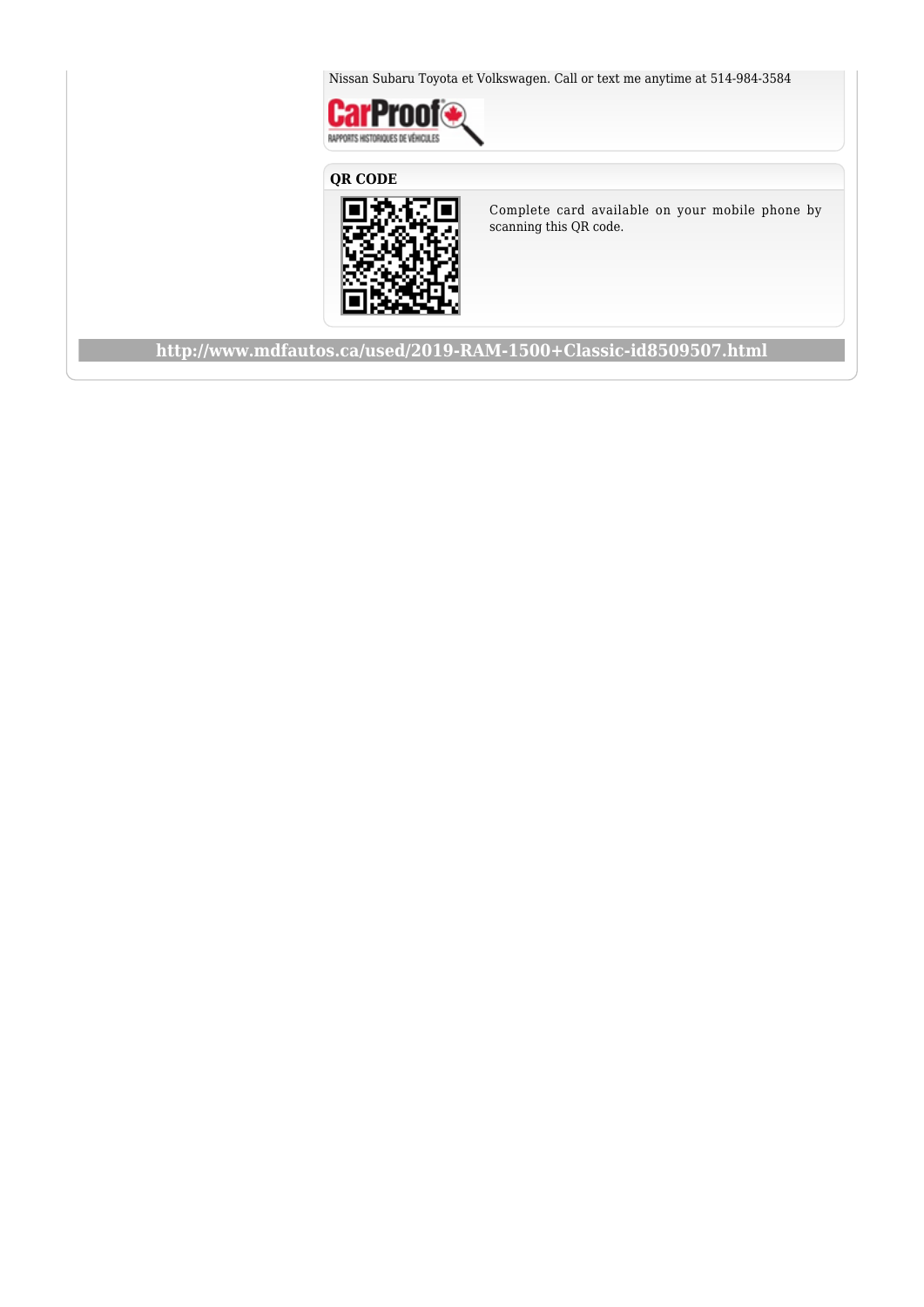Nissan Subaru Toyota et Volkswagen. Call or text me anytime at 514-984-3584

CarProof RAPPORTS HISTORIQUES DE VÉHICULES

### QR CODE

Complete card available on your mobile phone by scanning this QR code.

**http://www.mdfautos.ca/used/2019-RAM-1500+Classic-id8509507.html**